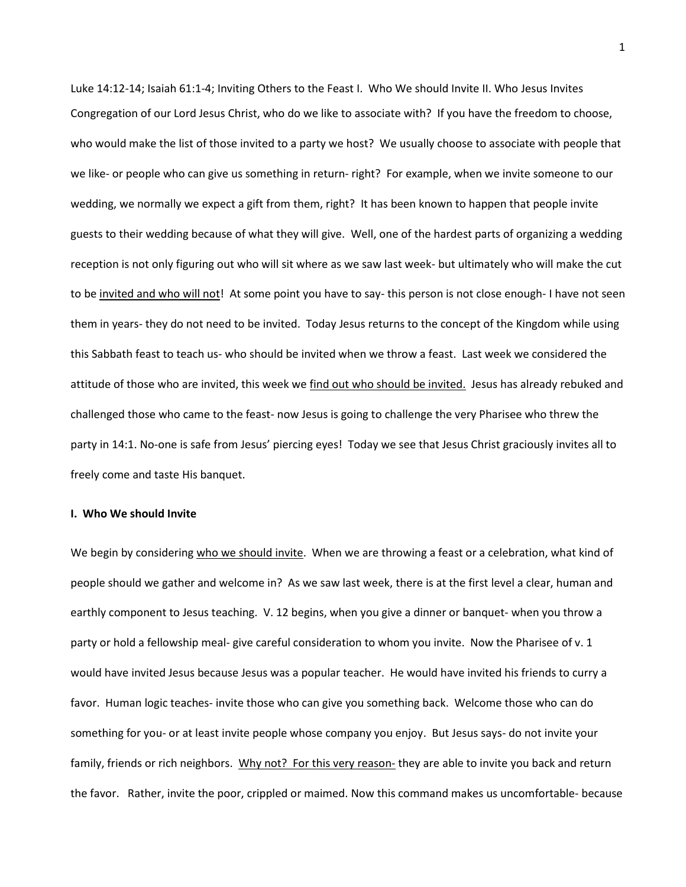Luke 14:12-14; Isaiah 61:1-4; Inviting Others to the Feast I. Who We should Invite II. Who Jesus Invites

Congregation of our Lord Jesus Christ, who do we like to associate with? If you have the freedom to choose, who would make the list of those invited to a party we host? We usually choose to associate with people that we like- or people who can give us something in return- right? For example, when we invite someone to our wedding, we normally we expect a gift from them, right? It has been known to happen that people invite guests to their wedding because of what they will give. Well, one of the hardest parts of organizing a wedding reception is not only figuring out who will sit where as we saw last week- but ultimately who will make the cut to be <u>invited and who will not</u>! At some point you have to say- this person is not close enough- I have not seen them in years- they do not need to be invited. Today Jesus returns to the concept of the Kingdom while using this Sabbath feast to teach us- who should be invited when we throw a feast. Last week we considered the attitude of those who are invited, this week we <u>find out who should be invited.</u> Jesus has already rebuked and challenged those who came to the feast- now Jesus is going to challenge the very Pharisee who threw the party in 14:1. No-one is safe from Jesus' piercing eyes! Today we see that Jesus Christ graciously invites all to freely come and taste His banquet.

**I. Who We should Invite**

We begin by considering <u>who we should invite</u>. When we are throwing a feast or a celebration, what kind of people should we gather and welcome in? As we saw last week, there is at the first level a clear, human and earthly component to Jesus teaching. V. 12 begins, when you give a dinner or banquet- when you throw a party or hold a fellowship meal- give careful consideration to whom you invite. Now the Pharisee of v. 1 would have invited Jesus because Jesus was a popular teacher. He would have invited his friends to curry a favor. Human logic teaches- invite those who can give you something back. Welcome those who can do something for you- or at least invite people whose company you enjoy. But Jesus says- do not invite your family, friends or rich neighbors. <u>Why not? For this very reason-</u> they are able to invite you back and return the favor. Rather, invite the poor, crippled or maimed. Now this command makes us uncomfortable- because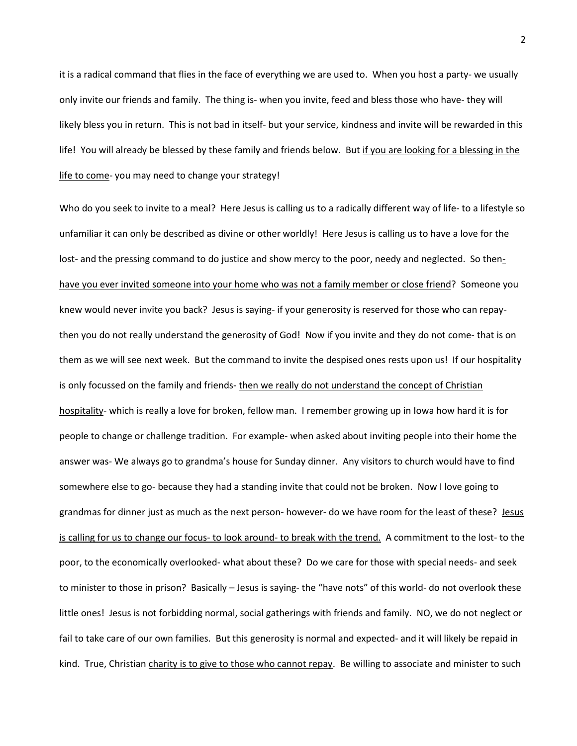it is a radical command that flies in the face of everything we are used to. When you host a party- we usually only invite our friends and family. The thing is- when you invite, feed and bless those who have- they will likely bless you in return. This is not bad in itself- but your service, kindness and invite will be rewarded in this life! You will already be blessed by these family and friends below. But <u>if you are looking for a blessing in the life to come</u>- you may need to change your strategy!

Who do you seek to invite to a meal? Here Jesus is calling us to a radically different way of life- to a lifestyle so unfamiliar it can only be described as divine or other worldly! Here Jesus is calling us to have a love for the lost- and the pressing command to do justice and show mercy to the poor, needy and neglected. So then- <u>have you ever invited someone into your home who was not a family member or close friend</u>? Someone you knew would never invite you back? Jesus is saying- if your generosity is reserved for those who can repay- then you do not really understand the generosity of God! Now if you invite and they do not come- that is on them as we will see next week. But the command to invite the despised ones rests upon us! If our hospitality is only focussed on the family and friends- <u>then we really do not understand the concept of Christian hospitality</u>- which is really a love for broken, fellow man. I remember growing up in Iowa how hard it is for people to change or challenge tradition. For example- when asked about inviting people into their home the answer was- We always go to grandma's house for Sunday dinner. Any visitors to church would have to find somewhere else to go- because they had a standing invite that could not be broken. Now I love going to grandmas for dinner just as much as the next person- however- do we have room for the least of these? <u>Jesus is calling for us to change our focus- to look around- to break with the trend.</u> A commitment to the lost- to the poor, to the economically overlooked- what about these? Do we care for those with special needs- and seek to minister to those in prison? Basically – Jesus is saying- the "have nots" of this world- do not overlook these little ones! Jesus is not forbidding normal, social gatherings with friends and family. NO, we do not neglect or fail to take care of our own families. But this generosity is normal and expected- and it will likely be repaid in kind. True, Christian <u>charity is to give to those who cannot repay</u>. Be willing to associate and minister to such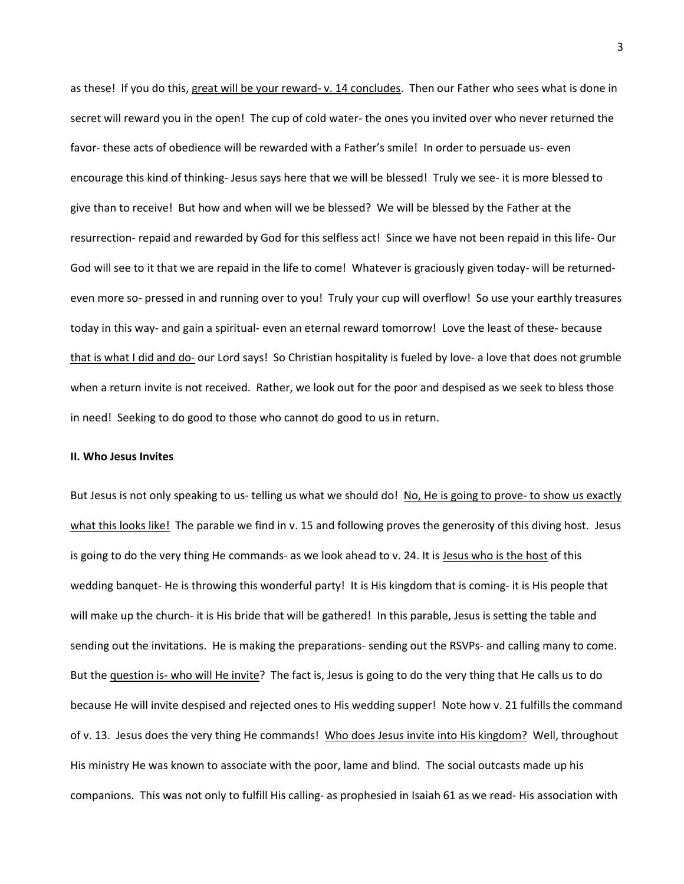as these! If you do this, <u>great will be your reward- v. 14 concludes</u>. Then our Father who sees what is done in secret will reward you in the open! The cup of cold water- the ones you invited over who never returned the favor- these acts of obedience will be rewarded with a Father's smile! In order to persuade us- even encourage this kind of thinking- Jesus says here that we will be blessed! Truly we see- it is more blessed to give than to receive! But how and when will we be blessed? We will be blessed by the Father at the resurrection- repaid and rewarded by God for this selfless act! Since we have not been repaid in this life- Our God will see to it that we are repaid in the life to come! Whatever is graciously given today- will be returned- even more so- pressed in and running over to you! Truly your cup will overflow! So use your earthly treasures today in this way- and gain a spiritual- even an eternal reward tomorrow! Love the least of these- because <u>that is what I did and do-</u> our Lord says! So Christian hospitality is fueled by love- a love that does not grumble when a return invite is not received. Rather, we look out for the poor and despised as we seek to bless those in need! Seeking to do good to those who cannot do good to us in return.

**II. Who Jesus Invites**

But Jesus is not only speaking to us- telling us what we should do! <u>No, He is going to prove- to show us exactly what this looks like!</u> The parable we find in v. 15 and following proves the generosity of this diving host. Jesus is going to do the very thing He commands- as we look ahead to v. 24. It is <u>Jesus who is the host</u> of this wedding banquet- He is throwing this wonderful party! It is His kingdom that is coming- it is His people that will make up the church- it is His bride that will be gathered! In this parable, Jesus is setting the table and sending out the invitations. He is making the preparations- sending out the RSVPs- and calling many to come. But the <u>question is- who will He invite</u>? The fact is, Jesus is going to do the very thing that He calls us to do because He will invite despised and rejected ones to His wedding supper! Note how v. 21 fulfills the command of v. 13. Jesus does the very thing He commands! <u>Who does Jesus invite into His kingdom?</u> Well, throughout His ministry He was known to associate with the poor, lame and blind. The social outcasts made up his companions. This was not only to fulfill His calling- as prophesied in Isaiah 61 as we read- His association with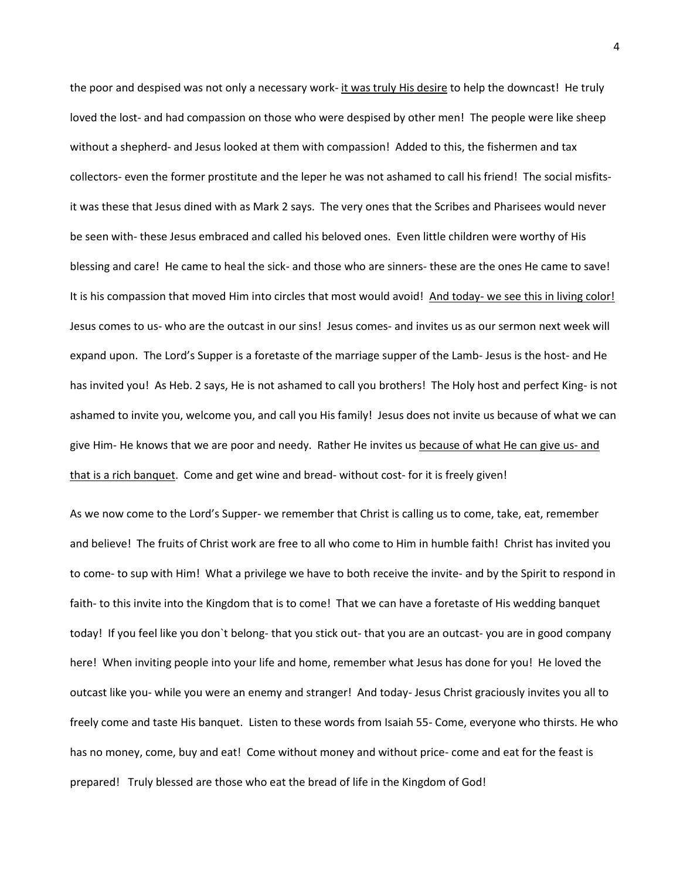the poor and despised was not only a necessary work- <u>it was truly His desire</u> to help the downcast! He truly loved the lost- and had compassion on those who were despised by other men! The people were like sheep without a shepherd- and Jesus looked at them with compassion! Added to this, the fishermen and tax collectors- even the former prostitute and the leper he was not ashamed to call his friend! The social misfits- it was these that Jesus dined with as Mark 2 says. The very ones that the Scribes and Pharisees would never be seen with- these Jesus embraced and called his beloved ones. Even little children were worthy of His blessing and care! He came to heal the sick- and those who are sinners- these are the ones He came to save! It is his compassion that moved Him into circles that most would avoid! <u>And today- we see this in living color!</u> Jesus comes to us- who are the outcast in our sins! Jesus comes- and invites us as our sermon next week will expand upon. The Lord's Supper is a foretaste of the marriage supper of the Lamb- Jesus is the host- and He has invited you! As Heb. 2 says, He is not ashamed to call you brothers! The Holy host and perfect King- is not ashamed to invite you, welcome you, and call you His family! Jesus does not invite us because of what we can give Him- He knows that we are poor and needy. Rather He invites us <u>because of what He can give us- and that is a rich banquet</u>. Come and get wine and bread- without cost- for it is freely given!

As we now come to the Lord's Supper- we remember that Christ is calling us to come, take, eat, remember and believe! The fruits of Christ work are free to all who come to Him in humble faith! Christ has invited you to come- to sup with Him! What a privilege we have to both receive the invite- and by the Spirit to respond in faith- to this invite into the Kingdom that is to come! That we can have a foretaste of His wedding banquet today! If you feel like you don`t belong- that you stick out- that you are an outcast- you are in good company here! When inviting people into your life and home, remember what Jesus has done for you! He loved the outcast like you- while you were an enemy and stranger! And today- Jesus Christ graciously invites you all to freely come and taste His banquet. Listen to these words from Isaiah 55- Come, everyone who thirsts. He who has no money, come, buy and eat! Come without money and without price- come and eat for the feast is prepared! Truly blessed are those who eat the bread of life in the Kingdom of God!